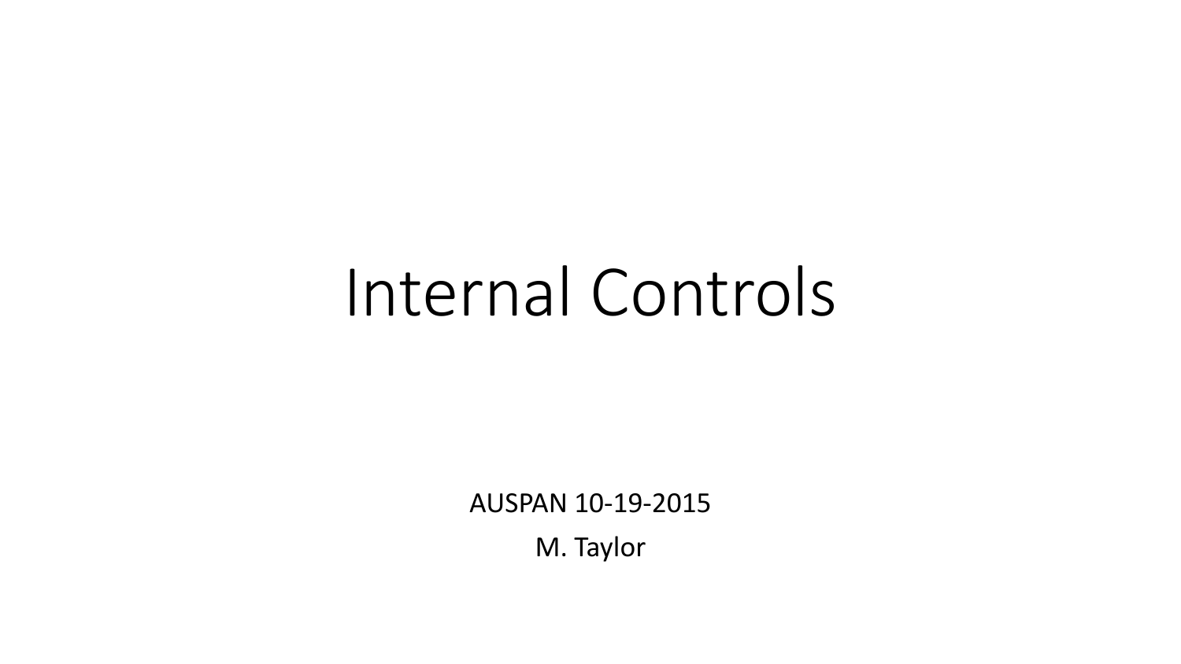# Internal Controls

AUSPAN 10-19-2015

M. Taylor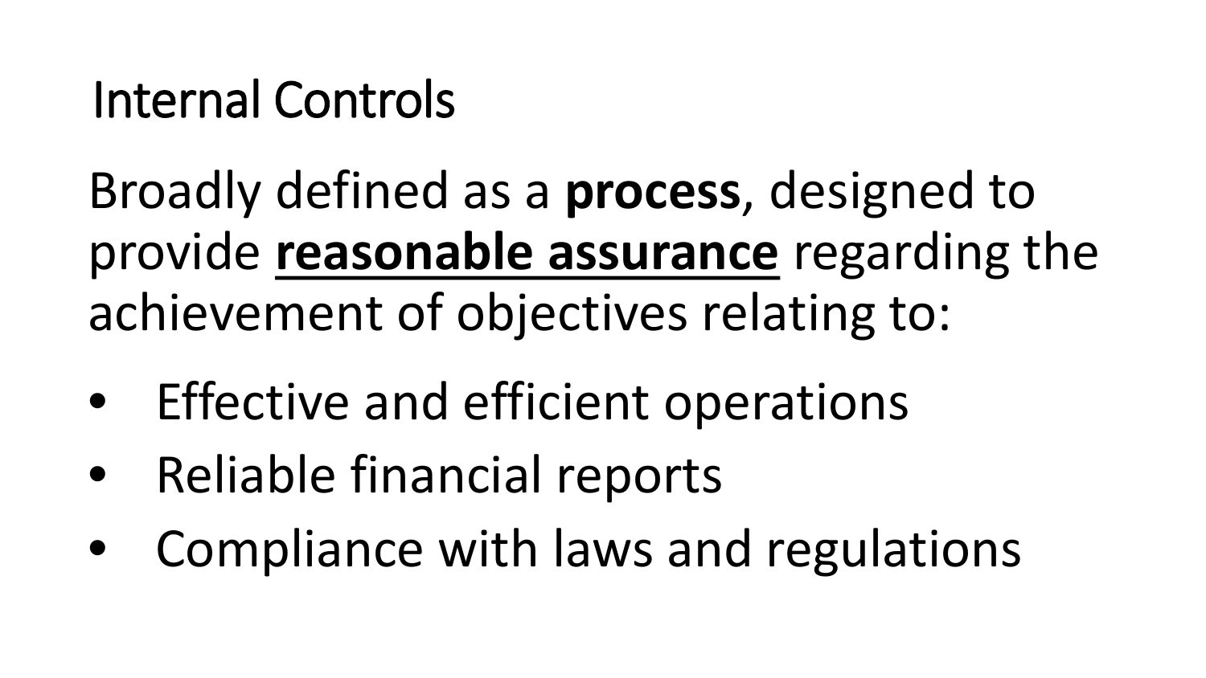# Internal Controls

Broadly defined as a **process**, designed to provide <u>**reasonable assurance**</u> regarding the achievement of objectives relating to:

- Effective and efficient operations
- Reliable financial reports
- Compliance with laws and regulations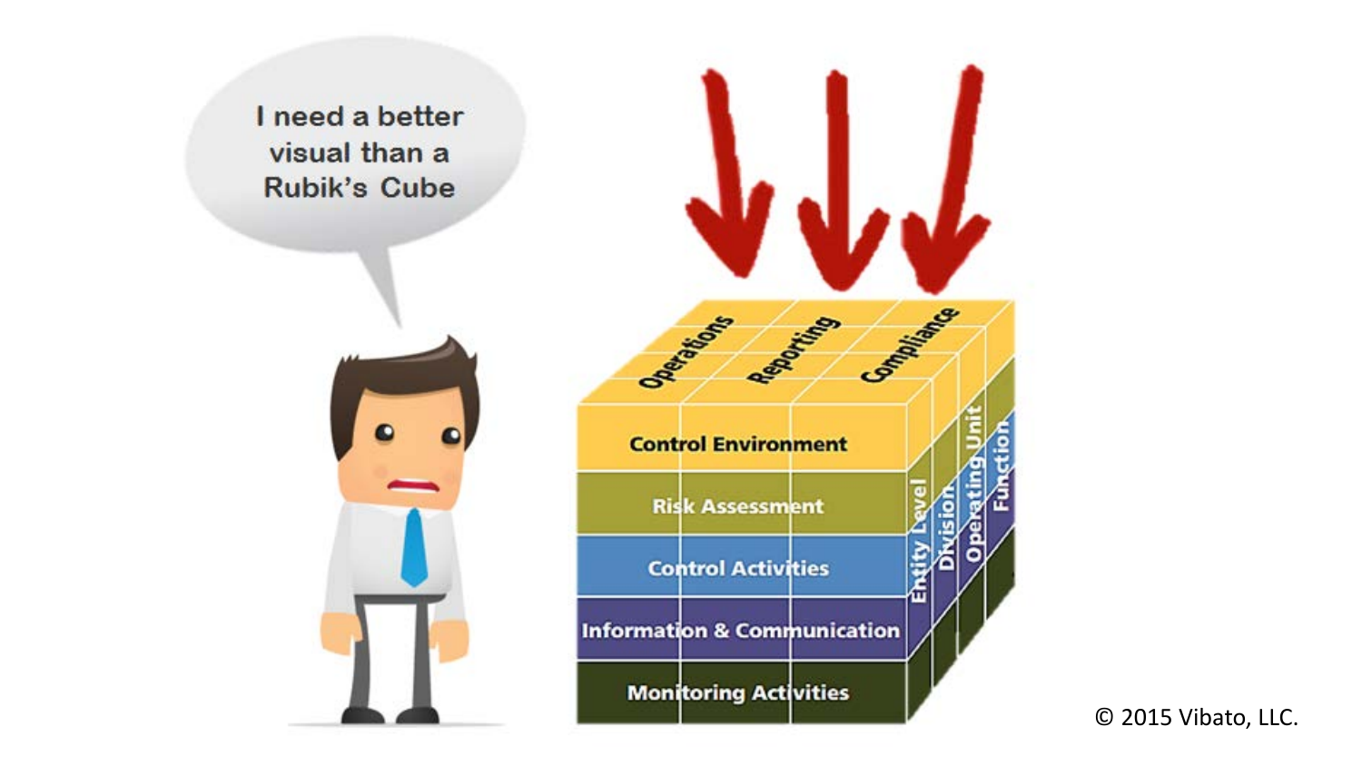I need a better visual than a Rubik's Cube

Operations | Reporting | Compliance

Control Environment

Risk Assessment

Control Activities

Information & Communication

Monitoring Activities

Entity Level | Division | Operating Unit | Function

© 2015 Vibato, LLC.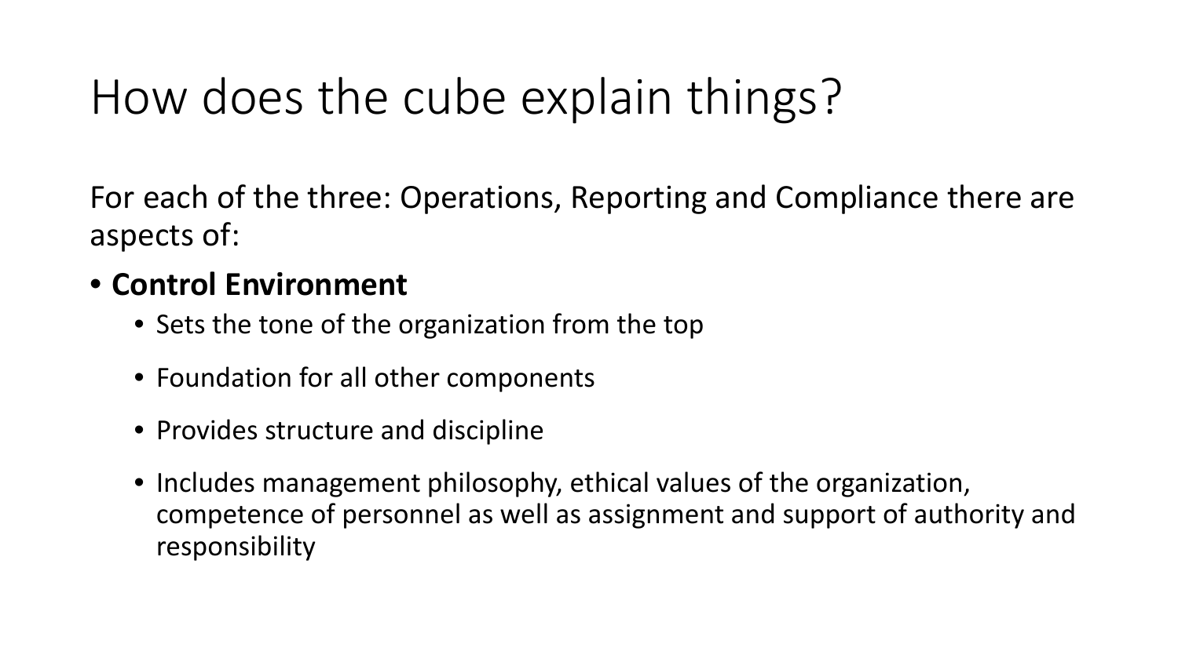# How does the cube explain things?

For each of the three: Operations, Reporting and Compliance there are aspects of:

- **Control Environment**
  - Sets the tone of the organization from the top
  - Foundation for all other components
  - Provides structure and discipline
  - Includes management philosophy, ethical values of the organization, competence of personnel as well as assignment and support of authority and responsibility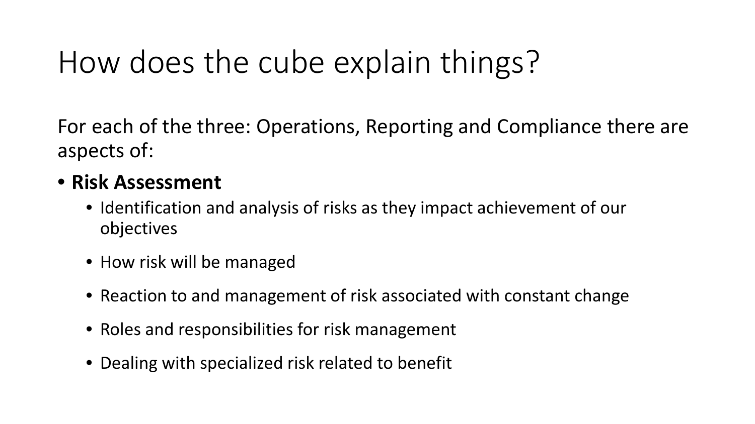# How does the cube explain things?

For each of the three: Operations, Reporting and Compliance there are aspects of:

- **Risk Assessment**
  - Identification and analysis of risks as they impact achievement of our objectives
  - How risk will be managed
  - Reaction to and management of risk associated with constant change
  - Roles and responsibilities for risk management
  - Dealing with specialized risk related to benefit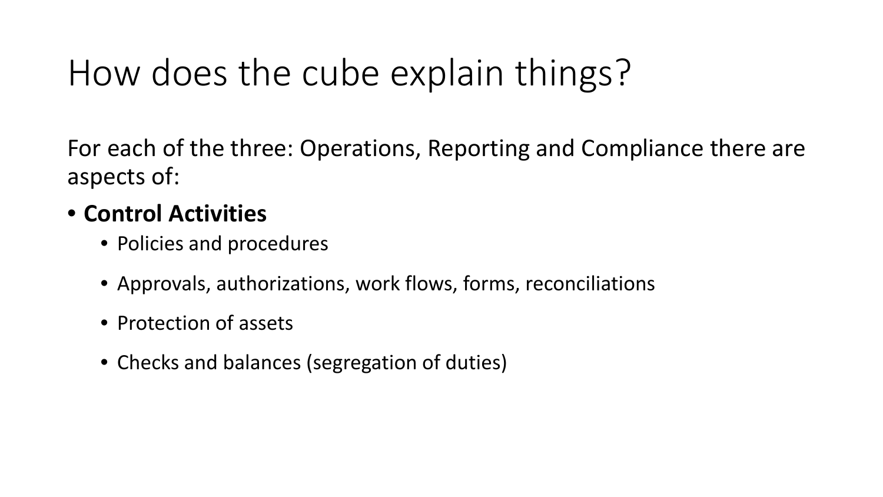# How does the cube explain things?

For each of the three: Operations, Reporting and Compliance there are aspects of:

- **Control Activities**
  - Policies and procedures
  - Approvals, authorizations, work flows, forms, reconciliations
  - Protection of assets
  - Checks and balances (segregation of duties)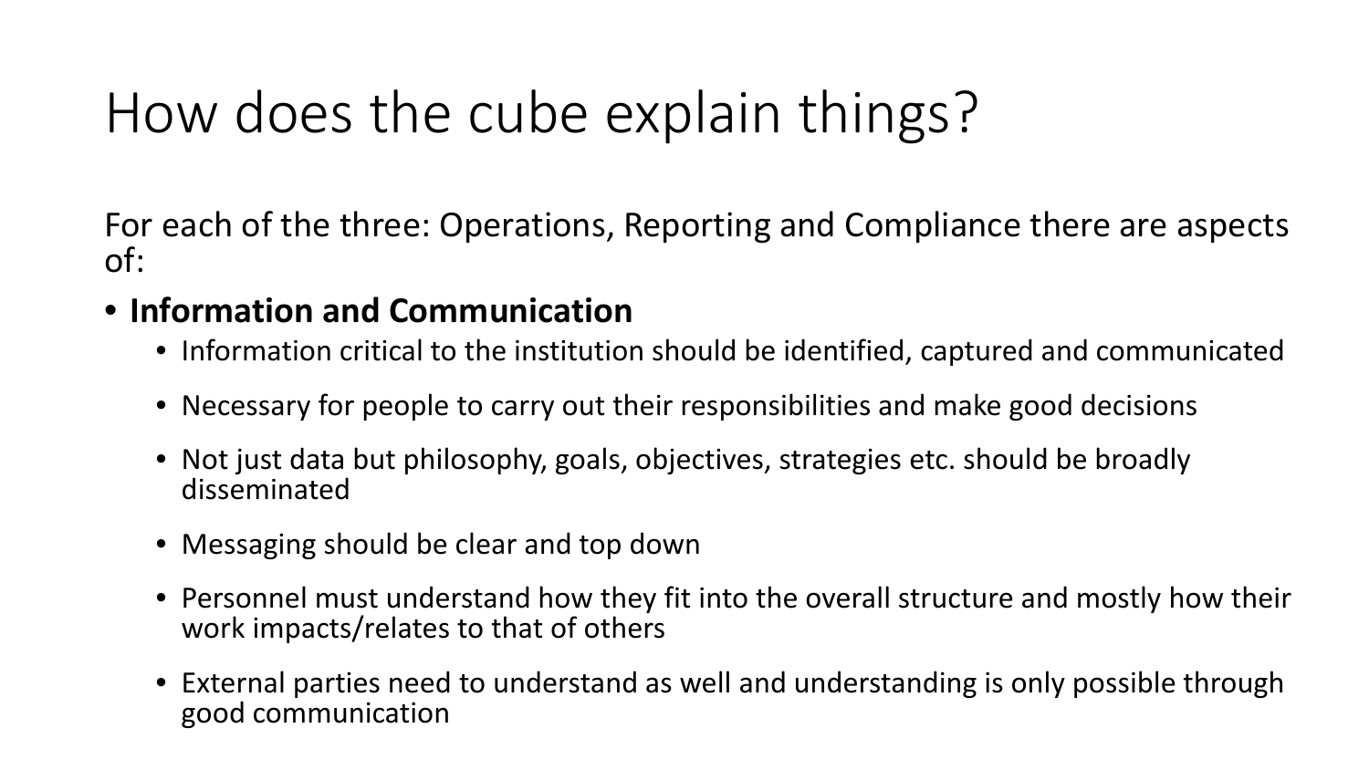# How does the cube explain things?

For each of the three: Operations, Reporting and Compliance there are aspects of:

- **Information and Communication**
  - Information critical to the institution should be identified, captured and communicated
  - Necessary for people to carry out their responsibilities and make good decisions
  - Not just data but philosophy, goals, objectives, strategies etc. should be broadly disseminated
  - Messaging should be clear and top down
  - Personnel must understand how they fit into the overall structure and mostly how their work impacts/relates to that of others
  - External parties need to understand as well and understanding is only possible through good communication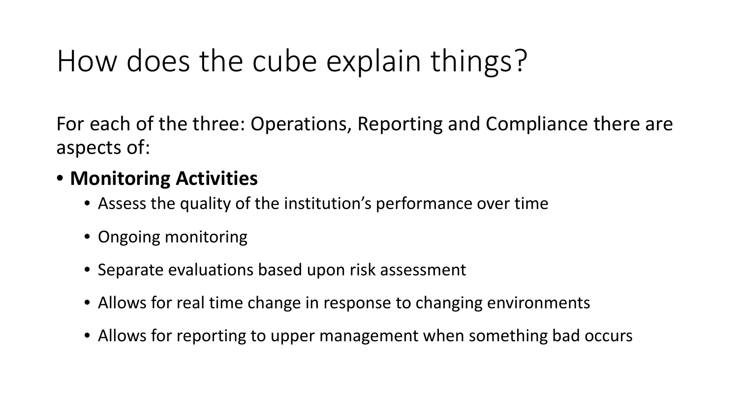# How does the cube explain things?

For each of the three: Operations, Reporting and Compliance there are aspects of:

- **Monitoring Activities**
  - Assess the quality of the institution's performance over time
  - Ongoing monitoring
  - Separate evaluations based upon risk assessment
  - Allows for real time change in response to changing environments
  - Allows for reporting to upper management when something bad occurs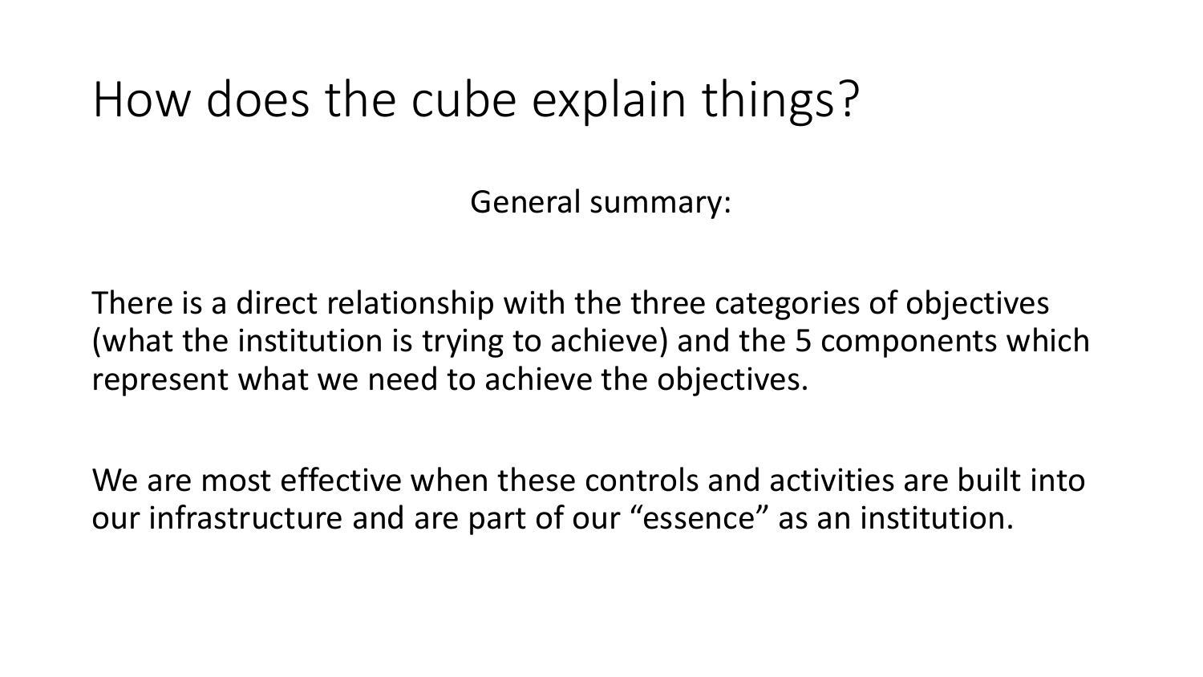# How does the cube explain things?

General summary:

There is a direct relationship with the three categories of objectives (what the institution is trying to achieve) and the 5 components which represent what we need to achieve the objectives.

We are most effective when these controls and activities are built into our infrastructure and are part of our “essence” as an institution.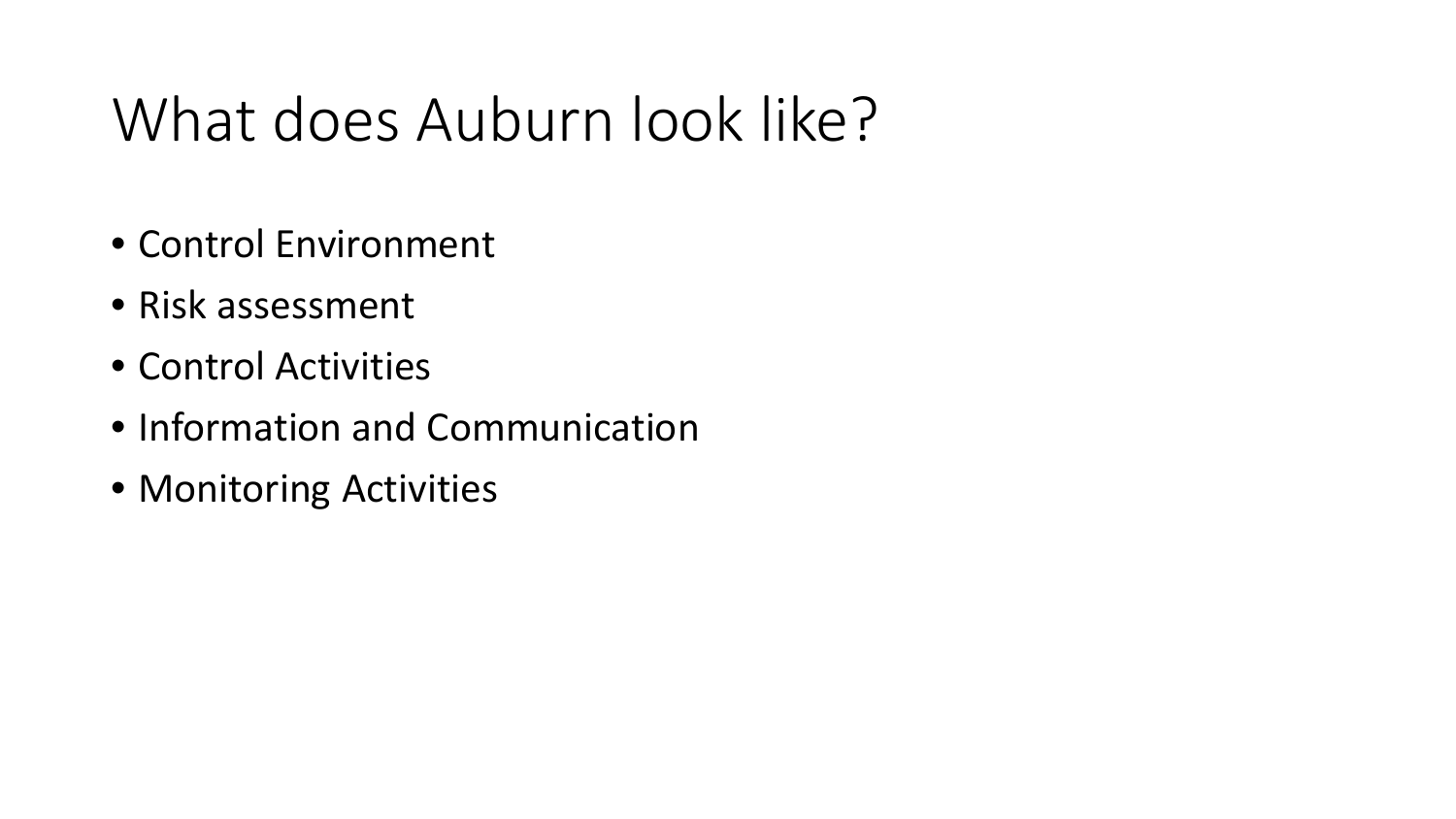# What does Auburn look like?

- Control Environment
- Risk assessment
- Control Activities
- Information and Communication
- Monitoring Activities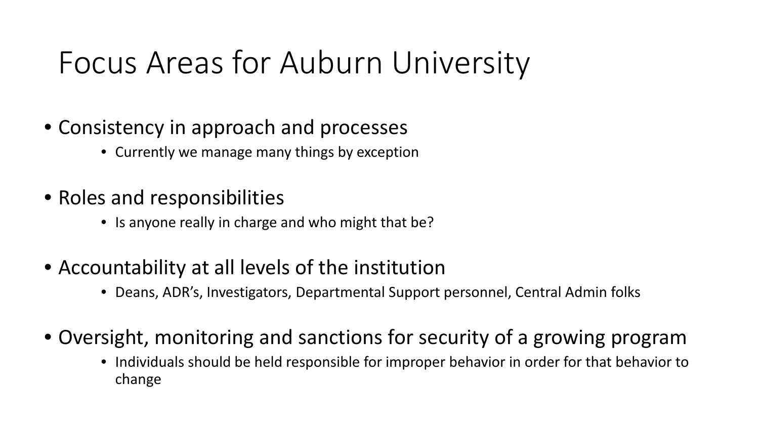# Focus Areas for Auburn University

- Consistency in approach and processes
  - Currently we manage many things by exception
- Roles and responsibilities
  - Is anyone really in charge and who might that be?
- Accountability at all levels of the institution
  - Deans, ADR's, Investigators, Departmental Support personnel, Central Admin folks
- Oversight, monitoring and sanctions for security of a growing program
  - Individuals should be held responsible for improper behavior in order for that behavior to change